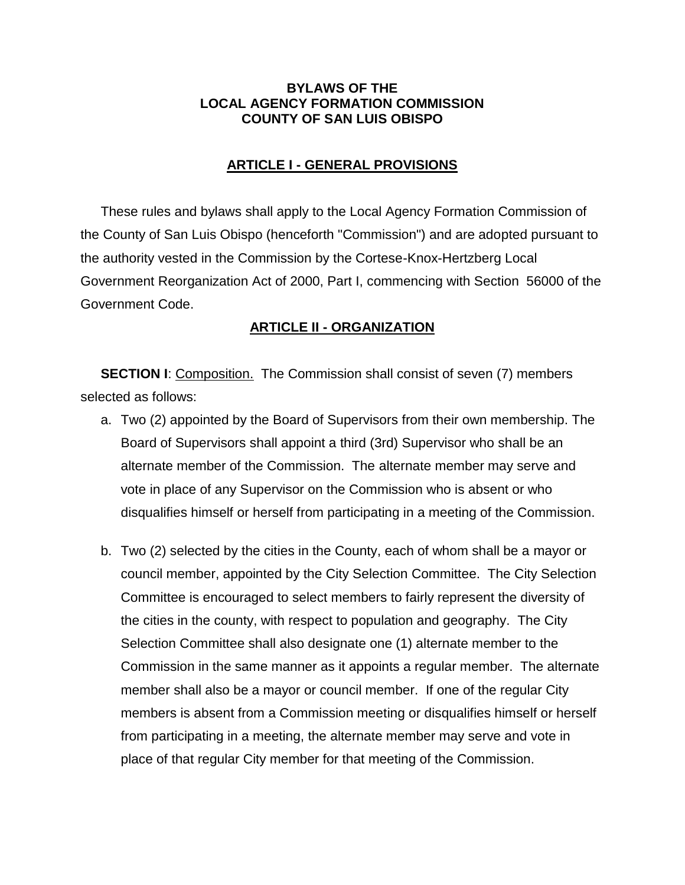# BYLAWS OF THE LOCAL AGENCY FORMATION COMMISSION COUNTY OF SAN LUIS OBISPO

## ARTICLE I - GENERAL PROVISIONS

These rules and bylaws shall apply to the Local Agency Formation Commission of the County of San Luis Obispo (henceforth "Commission") and are adopted pursuant to the authority vested in the Commission by the Cortese-Knox-Hertzberg Local Government Reorganization Act of 2000, Part I, commencing with Section 56000 of the Government Code.

## ARTICLE II - ORGANIZATION

**SECTION I**: Composition. The Commission shall consist of seven (7) members selected as follows:

a. Two (2) appointed by the Board of Supervisors from their own membership. The Board of Supervisors shall appoint a third (3rd) Supervisor who shall be an alternate member of the Commission. The alternate member may serve and vote in place of any Supervisor on the Commission who is absent or who disqualifies himself or herself from participating in a meeting of the Commission.

b. Two (2) selected by the cities in the County, each of whom shall be a mayor or council member, appointed by the City Selection Committee. The City Selection Committee is encouraged to select members to fairly represent the diversity of the cities in the county, with respect to population and geography. The City Selection Committee shall also designate one (1) alternate member to the Commission in the same manner as it appoints a regular member. The alternate member shall also be a mayor or council member. If one of the regular City members is absent from a Commission meeting or disqualifies himself or herself from participating in a meeting, the alternate member may serve and vote in place of that regular City member for that meeting of the Commission.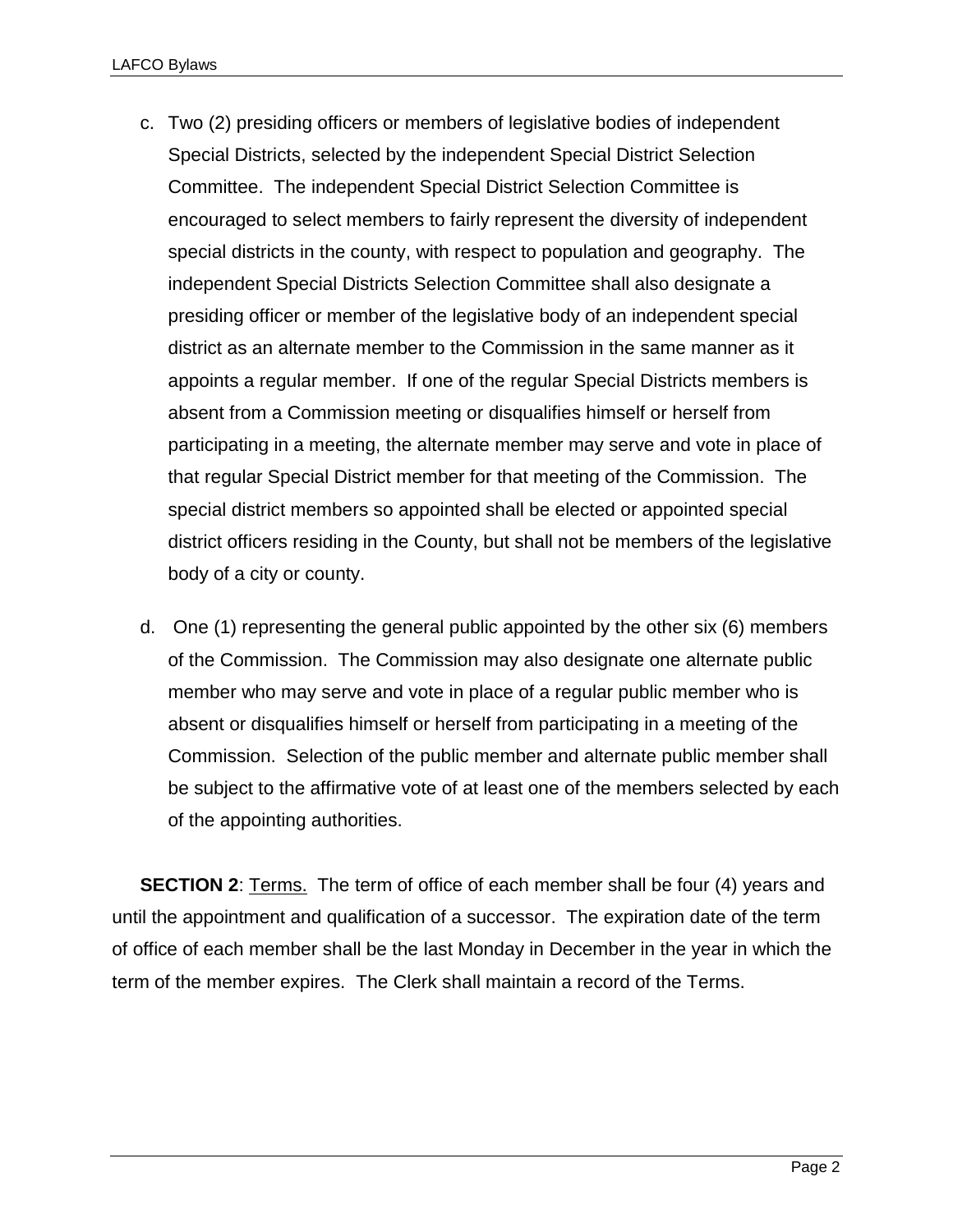c. Two (2) presiding officers or members of legislative bodies of independent Special Districts, selected by the independent Special District Selection Committee. The independent Special District Selection Committee is encouraged to select members to fairly represent the diversity of independent special districts in the county, with respect to population and geography. The independent Special Districts Selection Committee shall also designate a presiding officer or member of the legislative body of an independent special district as an alternate member to the Commission in the same manner as it appoints a regular member. If one of the regular Special Districts members is absent from a Commission meeting or disqualifies himself or herself from participating in a meeting, the alternate member may serve and vote in place of that regular Special District member for that meeting of the Commission. The special district members so appointed shall be elected or appointed special district officers residing in the County, but shall not be members of the legislative body of a city or county.

d. One (1) representing the general public appointed by the other six (6) members of the Commission. The Commission may also designate one alternate public member who may serve and vote in place of a regular public member who is absent or disqualifies himself or herself from participating in a meeting of the Commission. Selection of the public member and alternate public member shall be subject to the affirmative vote of at least one of the members selected by each of the appointing authorities.

**SECTION 2**: <u>Terms.</u> The term of office of each member shall be four (4) years and until the appointment and qualification of a successor. The expiration date of the term of office of each member shall be the last Monday in December in the year in which the term of the member expires. The Clerk shall maintain a record of the Terms.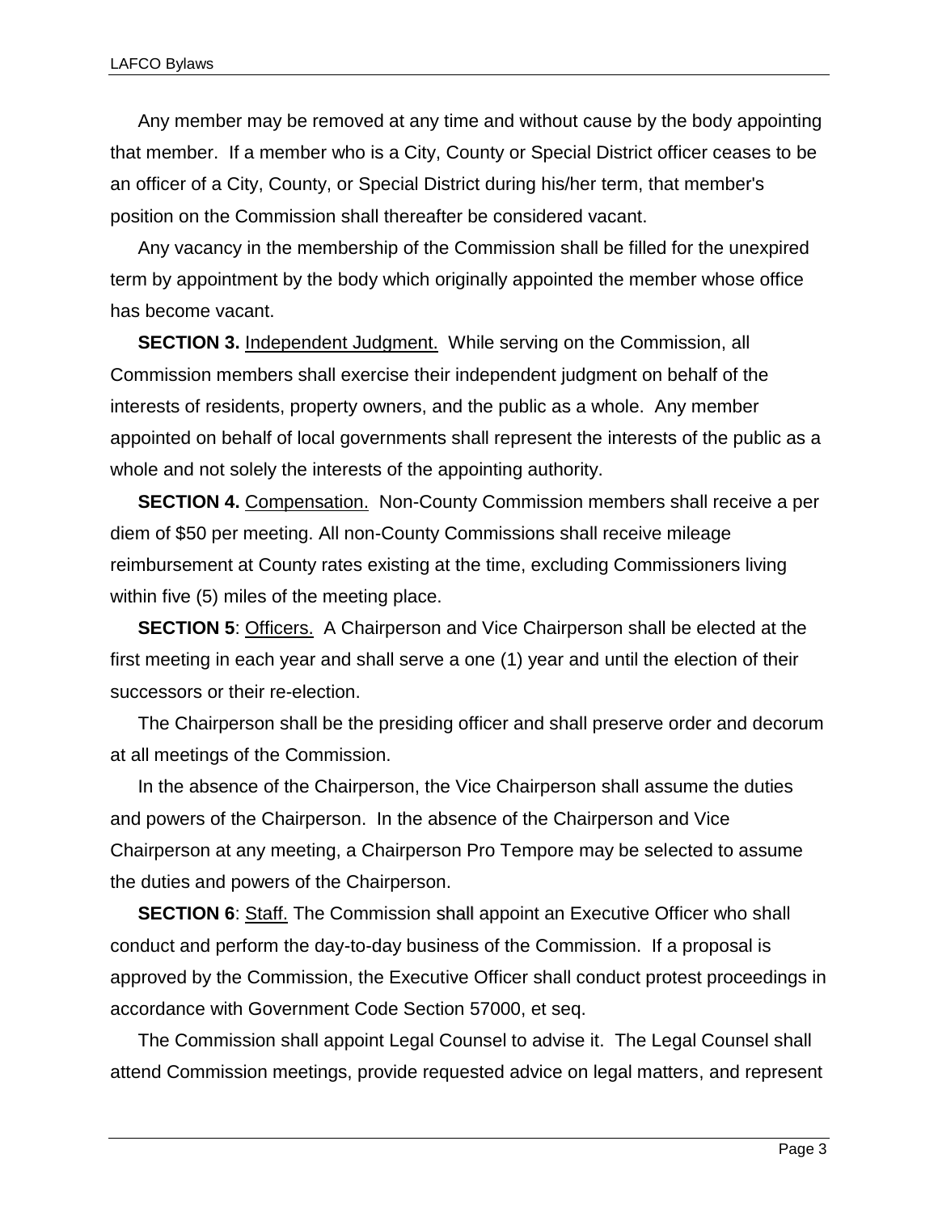Any member may be removed at any time and without cause by the body appointing that member. If a member who is a City, County or Special District officer ceases to be an officer of a City, County, or Special District during his/her term, that member's position on the Commission shall thereafter be considered vacant.

Any vacancy in the membership of the Commission shall be filled for the unexpired term by appointment by the body which originally appointed the member whose office has become vacant.

**SECTION 3.** Independent Judgment. While serving on the Commission, all Commission members shall exercise their independent judgment on behalf of the interests of residents, property owners, and the public as a whole. Any member appointed on behalf of local governments shall represent the interests of the public as a whole and not solely the interests of the appointing authority.

**SECTION 4.** Compensation. Non-County Commission members shall receive a per diem of $50 per meeting. All non-County Commissions shall receive mileage reimbursement at County rates existing at the time, excluding Commissioners living within five (5) miles of the meeting place.

**SECTION 5**: Officers. A Chairperson and Vice Chairperson shall be elected at the first meeting in each year and shall serve a one (1) year and until the election of their successors or their re-election.

The Chairperson shall be the presiding officer and shall preserve order and decorum at all meetings of the Commission.

In the absence of the Chairperson, the Vice Chairperson shall assume the duties and powers of the Chairperson. In the absence of the Chairperson and Vice Chairperson at any meeting, a Chairperson Pro Tempore may be selected to assume the duties and powers of the Chairperson.

**SECTION 6**: Staff. The Commission shall appoint an Executive Officer who shall conduct and perform the day-to-day business of the Commission. If a proposal is approved by the Commission, the Executive Officer shall conduct protest proceedings in accordance with Government Code Section 57000, et seq.

The Commission shall appoint Legal Counsel to advise it. The Legal Counsel shall attend Commission meetings, provide requested advice on legal matters, and represent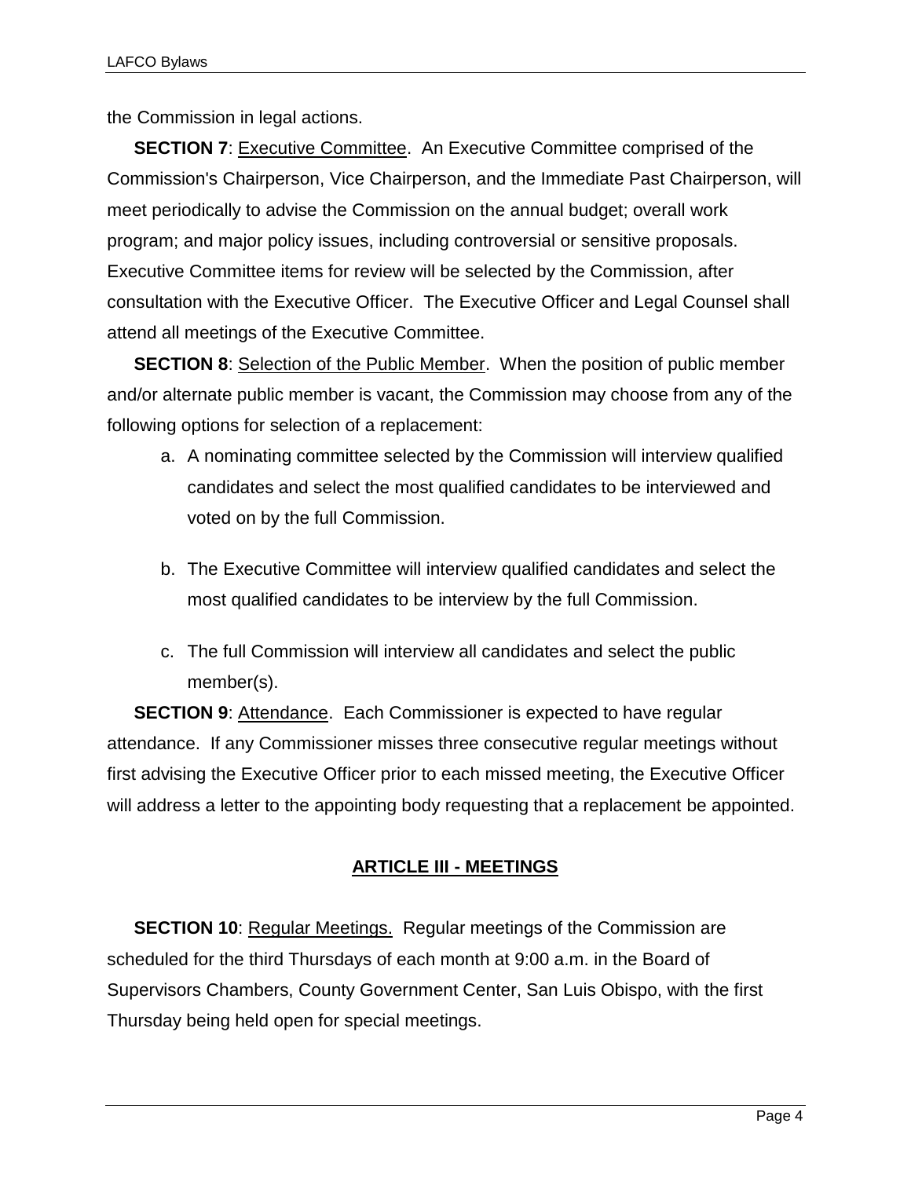the Commission in legal actions.

**SECTION 7**: Executive Committee. An Executive Committee comprised of the Commission's Chairperson, Vice Chairperson, and the Immediate Past Chairperson, will meet periodically to advise the Commission on the annual budget; overall work program; and major policy issues, including controversial or sensitive proposals. Executive Committee items for review will be selected by the Commission, after consultation with the Executive Officer. The Executive Officer and Legal Counsel shall attend all meetings of the Executive Committee.

**SECTION 8**: Selection of the Public Member. When the position of public member and/or alternate public member is vacant, the Commission may choose from any of the following options for selection of a replacement:

a. A nominating committee selected by the Commission will interview qualified candidates and select the most qualified candidates to be interviewed and voted on by the full Commission.

b. The Executive Committee will interview qualified candidates and select the most qualified candidates to be interview by the full Commission.

c. The full Commission will interview all candidates and select the public member(s).

**SECTION 9**: Attendance. Each Commissioner is expected to have regular attendance. If any Commissioner misses three consecutive regular meetings without first advising the Executive Officer prior to each missed meeting, the Executive Officer will address a letter to the appointing body requesting that a replacement be appointed.

## ARTICLE III - MEETINGS

**SECTION 10**: Regular Meetings. Regular meetings of the Commission are scheduled for the third Thursdays of each month at 9:00 a.m. in the Board of Supervisors Chambers, County Government Center, San Luis Obispo, with the first Thursday being held open for special meetings.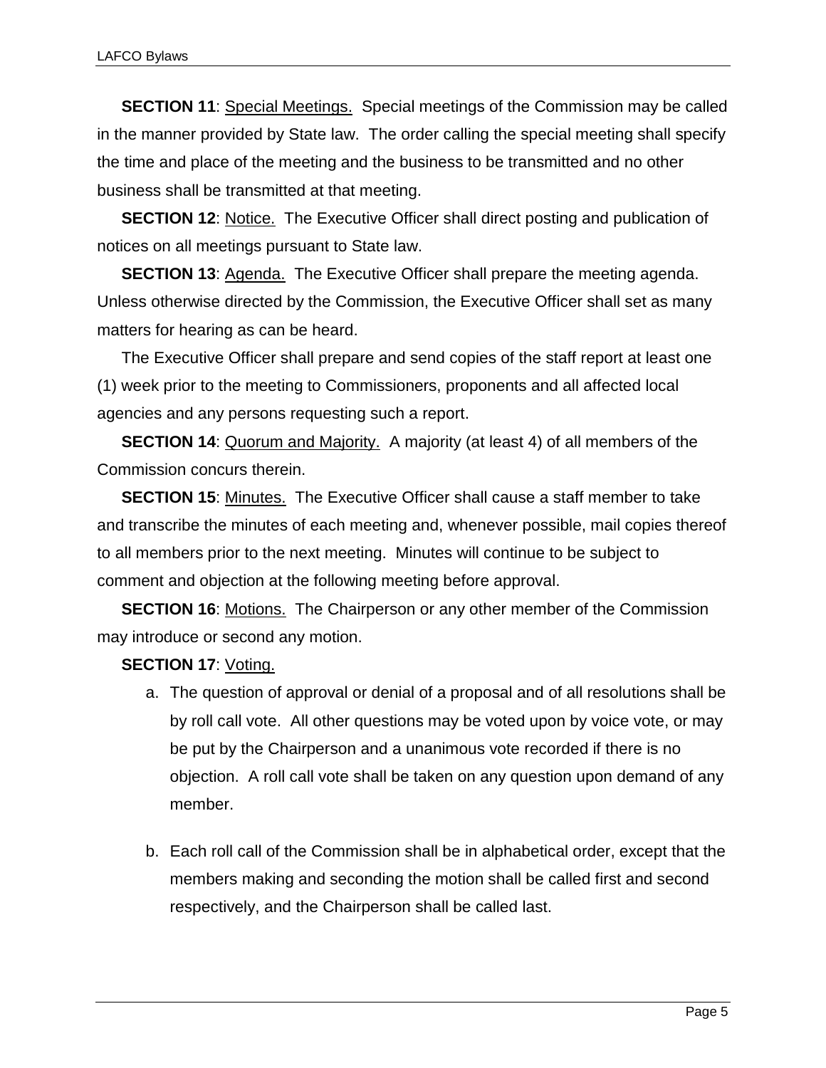**SECTION 11**: Special Meetings. Special meetings of the Commission may be called in the manner provided by State law. The order calling the special meeting shall specify the time and place of the meeting and the business to be transmitted and no other business shall be transmitted at that meeting.

**SECTION 12**: Notice. The Executive Officer shall direct posting and publication of notices on all meetings pursuant to State law.

**SECTION 13**: Agenda. The Executive Officer shall prepare the meeting agenda. Unless otherwise directed by the Commission, the Executive Officer shall set as many matters for hearing as can be heard.

The Executive Officer shall prepare and send copies of the staff report at least one (1) week prior to the meeting to Commissioners, proponents and all affected local agencies and any persons requesting such a report.

**SECTION 14**: Quorum and Majority. A majority (at least 4) of all members of the Commission concurs therein.

**SECTION 15**: Minutes. The Executive Officer shall cause a staff member to take and transcribe the minutes of each meeting and, whenever possible, mail copies thereof to all members prior to the next meeting. Minutes will continue to be subject to comment and objection at the following meeting before approval.

**SECTION 16**: Motions. The Chairperson or any other member of the Commission may introduce or second any motion.

**SECTION 17**: Voting.

a. The question of approval or denial of a proposal and of all resolutions shall be by roll call vote. All other questions may be voted upon by voice vote, or may be put by the Chairperson and a unanimous vote recorded if there is no objection. A roll call vote shall be taken on any question upon demand of any member.

b. Each roll call of the Commission shall be in alphabetical order, except that the members making and seconding the motion shall be called first and second respectively, and the Chairperson shall be called last.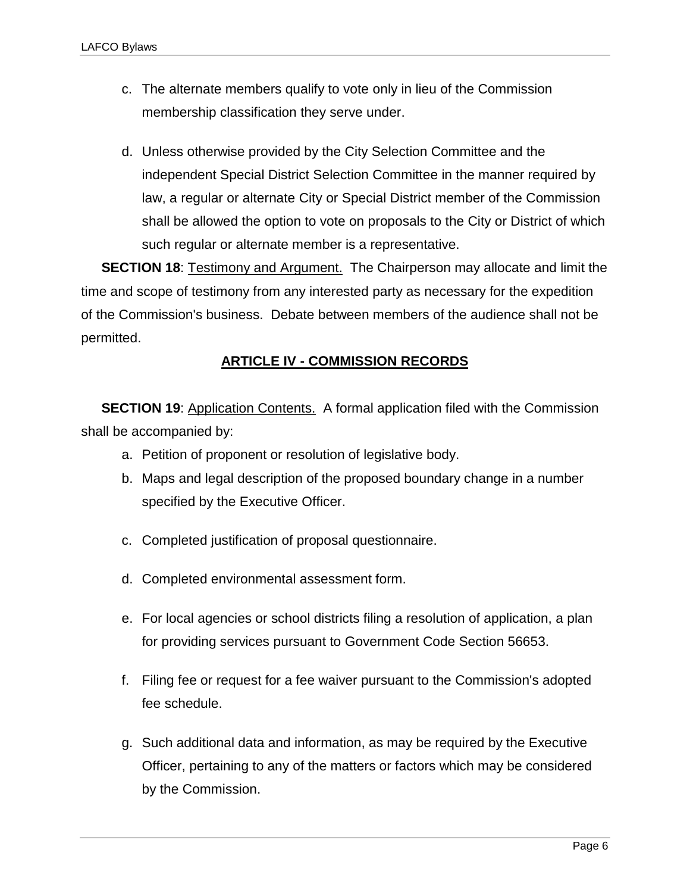c. The alternate members qualify to vote only in lieu of the Commission membership classification they serve under.

d. Unless otherwise provided by the City Selection Committee and the independent Special District Selection Committee in the manner required by law, a regular or alternate City or Special District member of the Commission shall be allowed the option to vote on proposals to the City or District of which such regular or alternate member is a representative.

**SECTION 18**: Testimony and Argument. The Chairperson may allocate and limit the time and scope of testimony from any interested party as necessary for the expedition of the Commission's business. Debate between members of the audience shall not be permitted.

## ARTICLE IV - COMMISSION RECORDS

**SECTION 19**: Application Contents. A formal application filed with the Commission shall be accompanied by:

a. Petition of proponent or resolution of legislative body.

b. Maps and legal description of the proposed boundary change in a number specified by the Executive Officer.

c. Completed justification of proposal questionnaire.

d. Completed environmental assessment form.

e. For local agencies or school districts filing a resolution of application, a plan for providing services pursuant to Government Code Section 56653.

f. Filing fee or request for a fee waiver pursuant to the Commission's adopted fee schedule.

g. Such additional data and information, as may be required by the Executive Officer, pertaining to any of the matters or factors which may be considered by the Commission.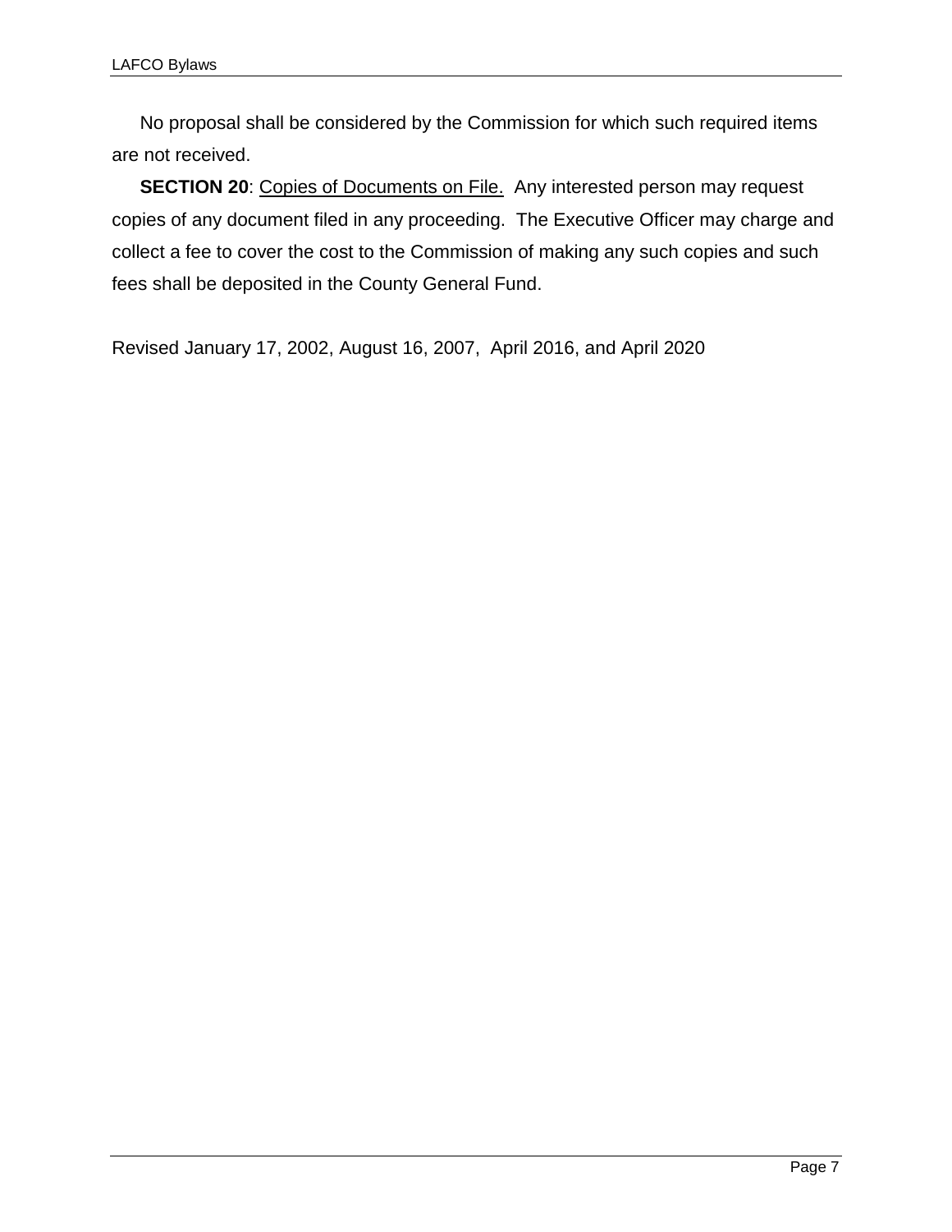No proposal shall be considered by the Commission for which such required items are not received.

**SECTION 20**: Copies of Documents on File. Any interested person may request copies of any document filed in any proceeding. The Executive Officer may charge and collect a fee to cover the cost to the Commission of making any such copies and such fees shall be deposited in the County General Fund.

Revised January 17, 2002, August 16, 2007, April 2016, and April 2020